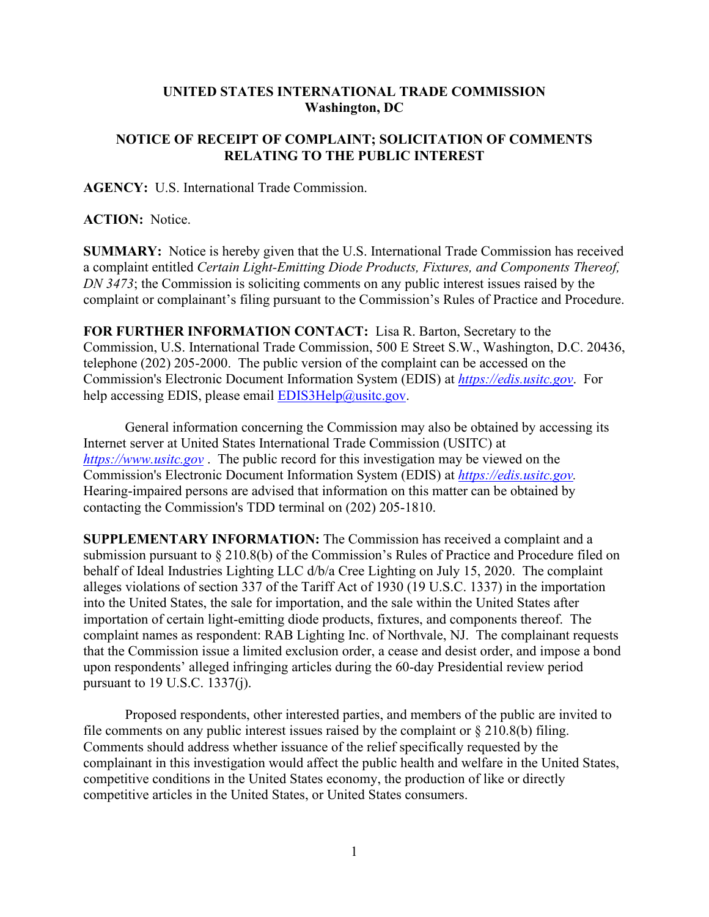**UNITED STATES INTERNATIONAL TRADE COMMISSION**
**Washington, DC**

**NOTICE OF RECEIPT OF COMPLAINT; SOLICITATION OF COMMENTS RELATING TO THE PUBLIC INTEREST**

**AGENCY:** U.S. International Trade Commission.

**ACTION:** Notice.

**SUMMARY:** Notice is hereby given that the U.S. International Trade Commission has received a complaint entitled *Certain Light-Emitting Diode Products, Fixtures, and Components Thereof, DN 3473*; the Commission is soliciting comments on any public interest issues raised by the complaint or complainant's filing pursuant to the Commission's Rules of Practice and Procedure.

**FOR FURTHER INFORMATION CONTACT:** Lisa R. Barton, Secretary to the Commission, U.S. International Trade Commission, 500 E Street S.W., Washington, D.C. 20436, telephone (202) 205-2000. The public version of the complaint can be accessed on the Commission's Electronic Document Information System (EDIS) at *https://edis.usitc.gov*. For help accessing EDIS, please email EDIS3Help@usitc.gov.

General information concerning the Commission may also be obtained by accessing its Internet server at United States International Trade Commission (USITC) at *https://www.usitc.gov* . The public record for this investigation may be viewed on the Commission's Electronic Document Information System (EDIS) at *https://edis.usitc.gov*. Hearing-impaired persons are advised that information on this matter can be obtained by contacting the Commission's TDD terminal on (202) 205-1810.

**SUPPLEMENTARY INFORMATION:** The Commission has received a complaint and a submission pursuant to § 210.8(b) of the Commission's Rules of Practice and Procedure filed on behalf of Ideal Industries Lighting LLC d/b/a Cree Lighting on July 15, 2020. The complaint alleges violations of section 337 of the Tariff Act of 1930 (19 U.S.C. 1337) in the importation into the United States, the sale for importation, and the sale within the United States after importation of certain light-emitting diode products, fixtures, and components thereof. The complaint names as respondent: RAB Lighting Inc. of Northvale, NJ. The complainant requests that the Commission issue a limited exclusion order, a cease and desist order, and impose a bond upon respondents' alleged infringing articles during the 60-day Presidential review period pursuant to 19 U.S.C. 1337(j).

Proposed respondents, other interested parties, and members of the public are invited to file comments on any public interest issues raised by the complaint or § 210.8(b) filing. Comments should address whether issuance of the relief specifically requested by the complainant in this investigation would affect the public health and welfare in the United States, competitive conditions in the United States economy, the production of like or directly competitive articles in the United States, or United States consumers.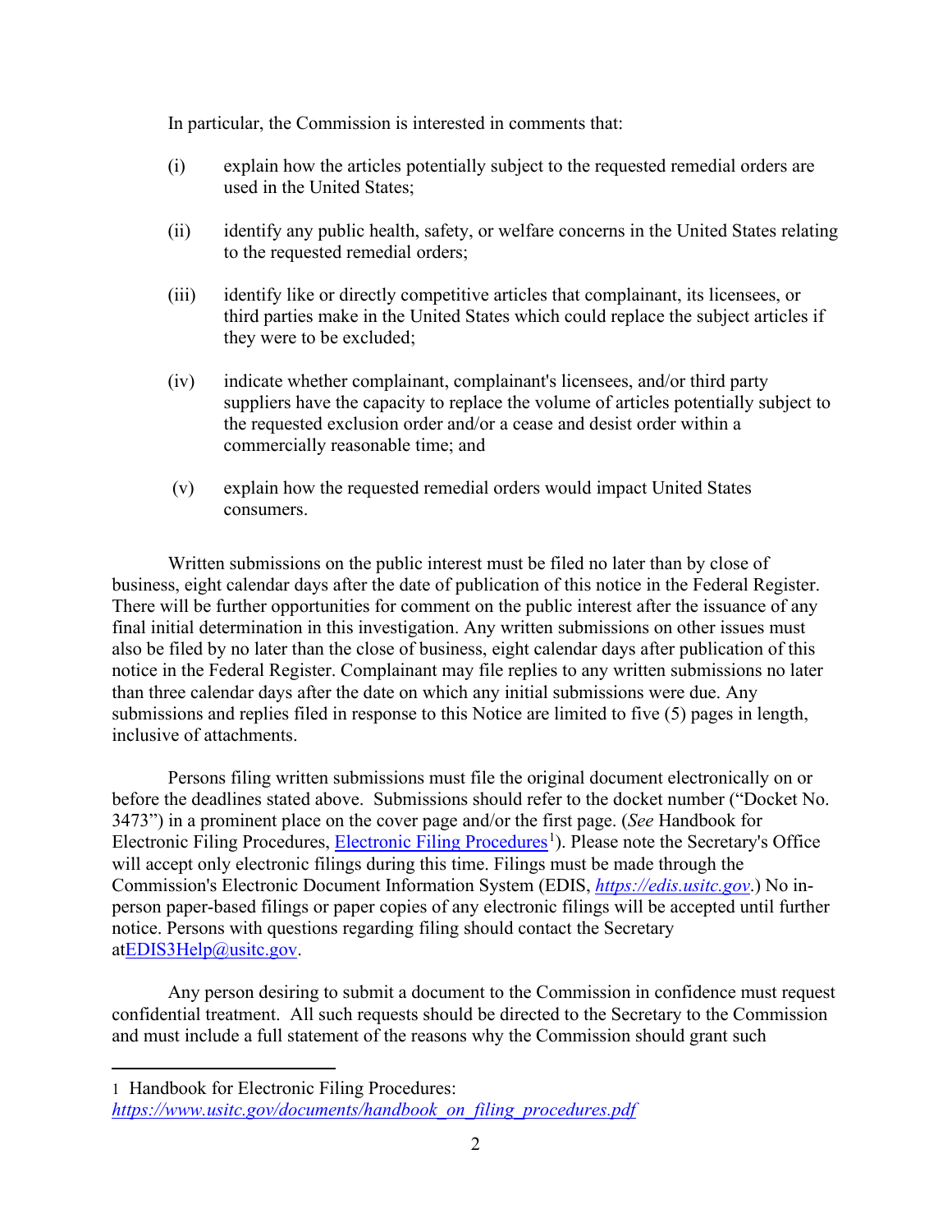In particular, the Commission is interested in comments that:

(i) explain how the articles potentially subject to the requested remedial orders are used in the United States;

(ii) identify any public health, safety, or welfare concerns in the United States relating to the requested remedial orders;

(iii) identify like or directly competitive articles that complainant, its licensees, or third parties make in the United States which could replace the subject articles if they were to be excluded;

(iv) indicate whether complainant, complainant's licensees, and/or third party suppliers have the capacity to replace the volume of articles potentially subject to the requested exclusion order and/or a cease and desist order within a commercially reasonable time; and

(v) explain how the requested remedial orders would impact United States consumers.

Written submissions on the public interest must be filed no later than by close of business, eight calendar days after the date of publication of this notice in the Federal Register. There will be further opportunities for comment on the public interest after the issuance of any final initial determination in this investigation. Any written submissions on other issues must also be filed by no later than the close of business, eight calendar days after publication of this notice in the Federal Register. Complainant may file replies to any written submissions no later than three calendar days after the date on which any initial submissions were due. Any submissions and replies filed in response to this Notice are limited to five (5) pages in length, inclusive of attachments.

Persons filing written submissions must file the original document electronically on or before the deadlines stated above. Submissions should refer to the docket number ("Docket No. 3473") in a prominent place on the cover page and/or the first page. (*See* Handbook for Electronic Filing Procedures, Electronic Filing Procedures[1]). Please note the Secretary's Office will accept only electronic filings during this time. Filings must be made through the Commission's Electronic Document Information System (EDIS, *https://edis.usitc.gov*.) No in-person paper-based filings or paper copies of any electronic filings will be accepted until further notice. Persons with questions regarding filing should contact the Secretary atEDIS3Help@usitc.gov.

Any person desiring to submit a document to the Commission in confidence must request confidential treatment. All such requests should be directed to the Secretary to the Commission and must include a full statement of the reasons why the Commission should grant such

---

1 Handbook for Electronic Filing Procedures: *https://www.usitc.gov/documents/handbook_on_filing_procedures.pdf*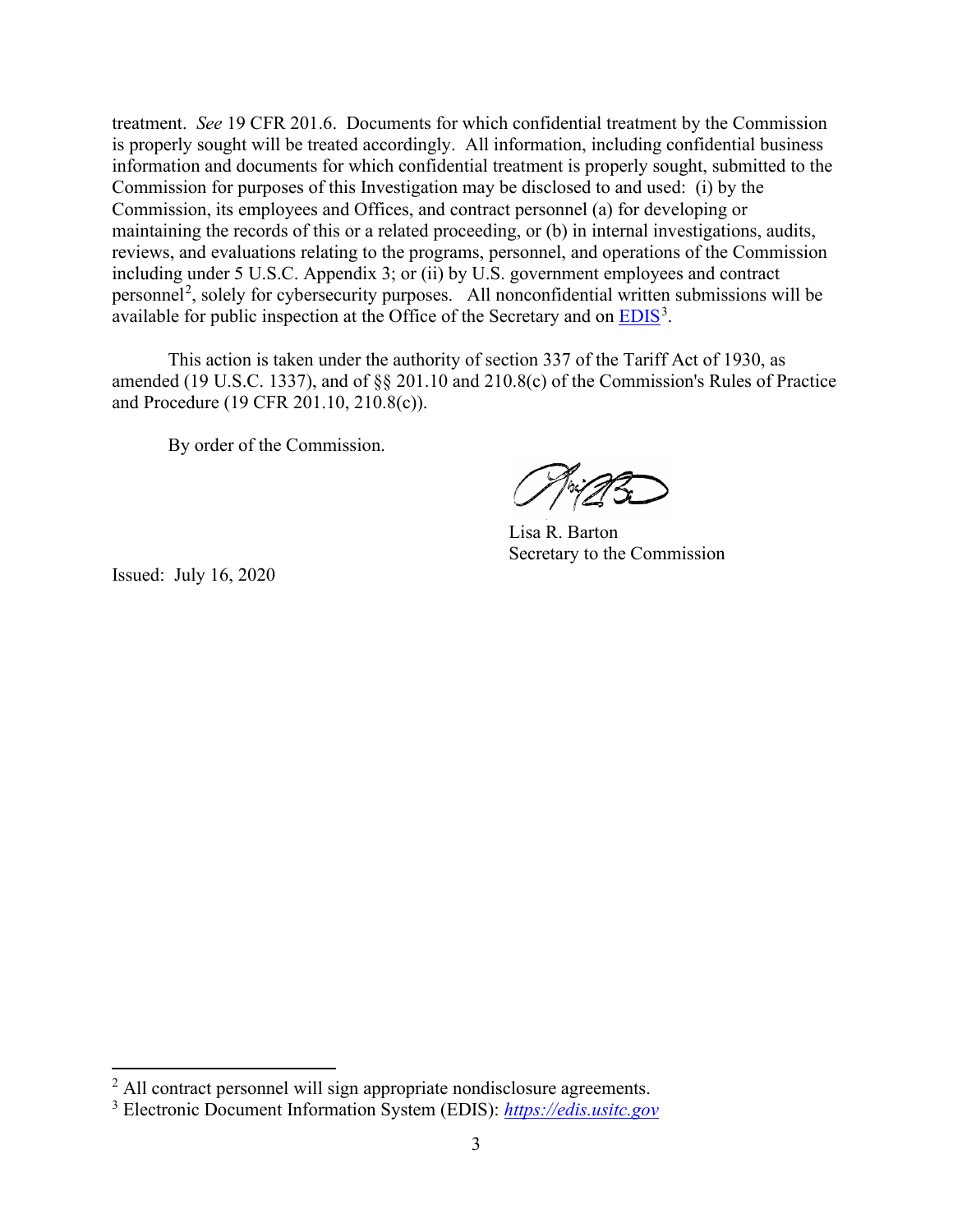treatment. *See* 19 CFR 201.6. Documents for which confidential treatment by the Commission is properly sought will be treated accordingly. All information, including confidential business information and documents for which confidential treatment is properly sought, submitted to the Commission for purposes of this Investigation may be disclosed to and used: (i) by the Commission, its employees and Offices, and contract personnel (a) for developing or maintaining the records of this or a related proceeding, or (b) in internal investigations, audits, reviews, and evaluations relating to the programs, personnel, and operations of the Commission including under 5 U.S.C. Appendix 3; or (ii) by U.S. government employees and contract personnel[2], solely for cybersecurity purposes. All nonconfidential written submissions will be available for public inspection at the Office of the Secretary and on EDIS[3].

This action is taken under the authority of section 337 of the Tariff Act of 1930, as amended (19 U.S.C. 1337), and of §§ 201.10 and 210.8(c) of the Commission's Rules of Practice and Procedure (19 CFR 201.10, 210.8(c)).

By order of the Commission.

Lisa R. Barton
Secretary to the Commission

Issued: July 16, 2020

[2] All contract personnel will sign appropriate nondisclosure agreements.

[3] Electronic Document Information System (EDIS): *https://edis.usitc.gov*